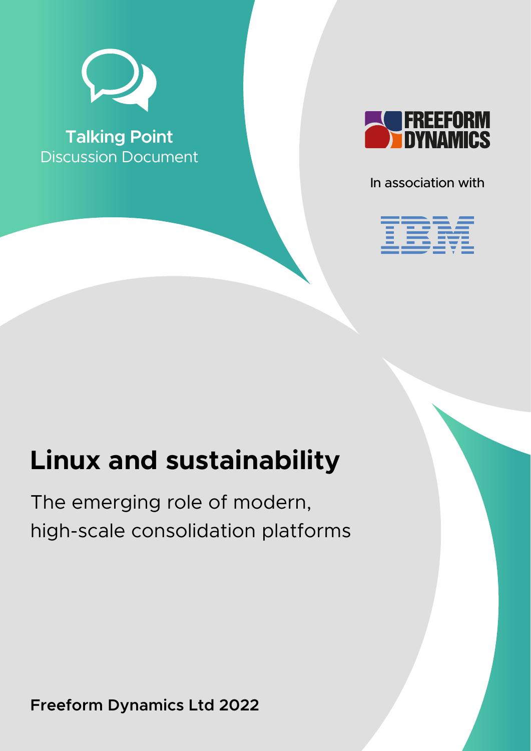Talking Point
Discussion Document

FREEFORM DYNAMICS

In association with

IBM

# Linux and sustainability

The emerging role of modern, high-scale consolidation platforms

**Freeform Dynamics Ltd 2022**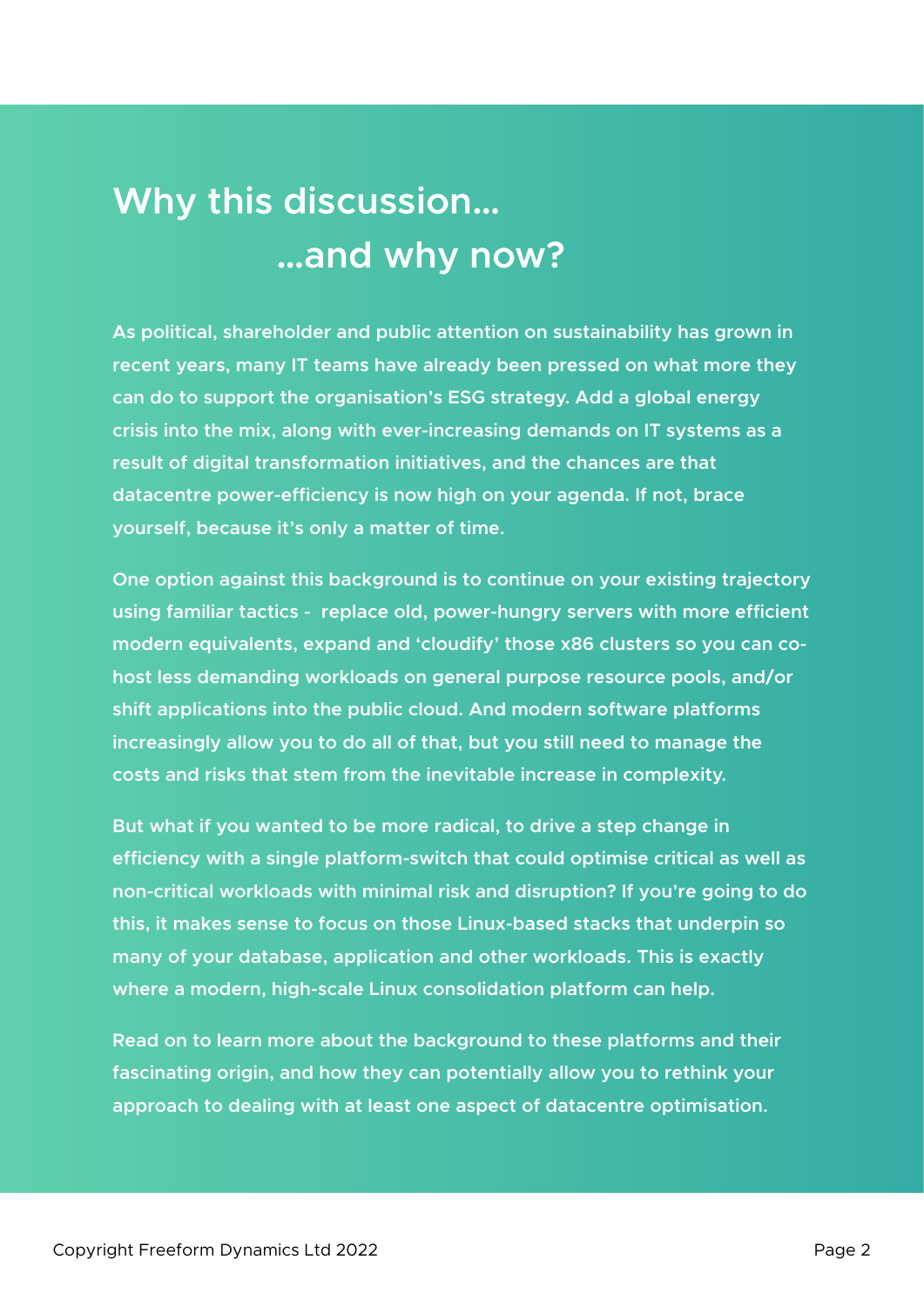# Why this discussion...
# ...and why now?

As political, shareholder and public attention on sustainability has grown in recent years, many IT teams have already been pressed on what more they can do to support the organisation's ESG strategy. Add a global energy crisis into the mix, along with ever-increasing demands on IT systems as a result of digital transformation initiatives, and the chances are that datacentre power-efficiency is now high on your agenda. If not, brace yourself, because it's only a matter of time.

One option against this background is to continue on your existing trajectory using familiar tactics - replace old, power-hungry servers with more efficient modern equivalents, expand and 'cloudify' those x86 clusters so you can co-host less demanding workloads on general purpose resource pools, and/or shift applications into the public cloud. And modern software platforms increasingly allow you to do all of that, but you still need to manage the costs and risks that stem from the inevitable increase in complexity.

But what if you wanted to be more radical, to drive a step change in efficiency with a single platform-switch that could optimise critical as well as non-critical workloads with minimal risk and disruption? If you're going to do this, it makes sense to focus on those Linux-based stacks that underpin so many of your database, application and other workloads. This is exactly where a modern, high-scale Linux consolidation platform can help.

Read on to learn more about the background to these platforms and their fascinating origin, and how they can potentially allow you to rethink your approach to dealing with at least one aspect of datacentre optimisation.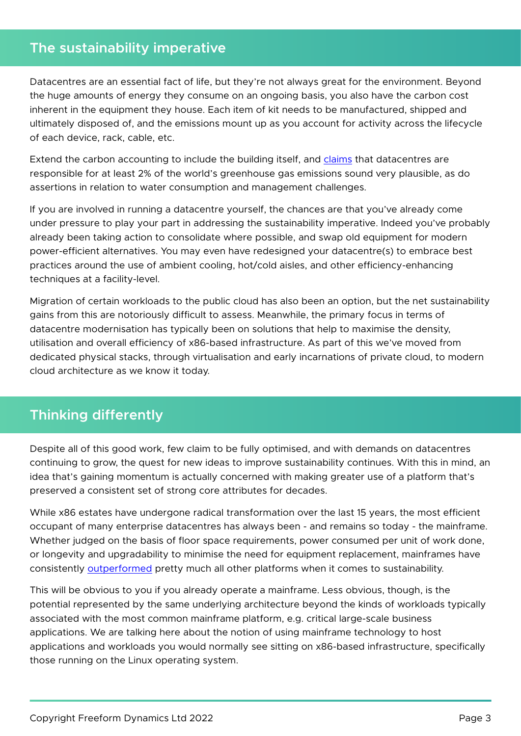## The sustainability imperative

Datacentres are an essential fact of life, but they're not always great for the environment. Beyond the huge amounts of energy they consume on an ongoing basis, you also have the carbon cost inherent in the equipment they house. Each item of kit needs to be manufactured, shipped and ultimately disposed of, and the emissions mount up as you account for activity across the lifecycle of each device, rack, cable, etc.

Extend the carbon accounting to include the building itself, and claims that datacentres are responsible for at least 2% of the world's greenhouse gas emissions sound very plausible, as do assertions in relation to water consumption and management challenges.

If you are involved in running a datacentre yourself, the chances are that you've already come under pressure to play your part in addressing the sustainability imperative. Indeed you've probably already been taking action to consolidate where possible, and swap old equipment for modern power-efficient alternatives. You may even have redesigned your datacentre(s) to embrace best practices around the use of ambient cooling, hot/cold aisles, and other efficiency-enhancing techniques at a facility-level.

Migration of certain workloads to the public cloud has also been an option, but the net sustainability gains from this are notoriously difficult to assess. Meanwhile, the primary focus in terms of datacentre modernisation has typically been on solutions that help to maximise the density, utilisation and overall efficiency of x86-based infrastructure. As part of this we've moved from dedicated physical stacks, through virtualisation and early incarnations of private cloud, to modern cloud architecture as we know it today.

## Thinking differently

Despite all of this good work, few claim to be fully optimised, and with demands on datacentres continuing to grow, the quest for new ideas to improve sustainability continues. With this in mind, an idea that's gaining momentum is actually concerned with making greater use of a platform that's preserved a consistent set of strong core attributes for decades.

While x86 estates have undergone radical transformation over the last 15 years, the most efficient occupant of many enterprise datacentres has always been - and remains so today - the mainframe. Whether judged on the basis of floor space requirements, power consumed per unit of work done, or longevity and upgradability to minimise the need for equipment replacement, mainframes have consistently outperformed pretty much all other platforms when it comes to sustainability.

This will be obvious to you if you already operate a mainframe. Less obvious, though, is the potential represented by the same underlying architecture beyond the kinds of workloads typically associated with the most common mainframe platform, e.g. critical large-scale business applications. We are talking here about the notion of using mainframe technology to host applications and workloads you would normally see sitting on x86-based infrastructure, specifically those running on the Linux operating system.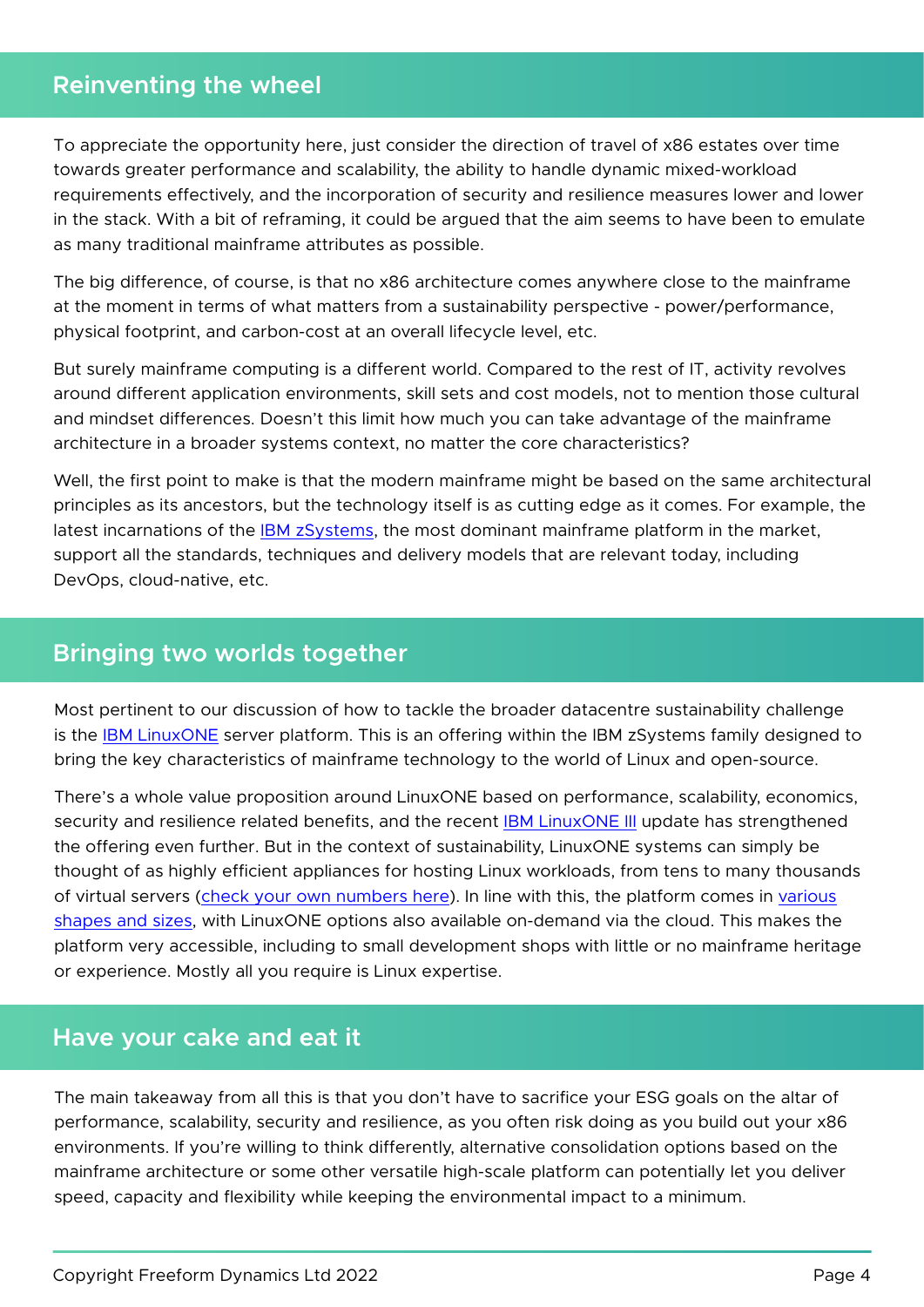## Reinventing the wheel

To appreciate the opportunity here, just consider the direction of travel of x86 estates over time towards greater performance and scalability, the ability to handle dynamic mixed-workload requirements effectively, and the incorporation of security and resilience measures lower and lower in the stack. With a bit of reframing, it could be argued that the aim seems to have been to emulate as many traditional mainframe attributes as possible.

The big difference, of course, is that no x86 architecture comes anywhere close to the mainframe at the moment in terms of what matters from a sustainability perspective - power/performance, physical footprint, and carbon-cost at an overall lifecycle level, etc.

But surely mainframe computing is a different world. Compared to the rest of IT, activity revolves around different application environments, skill sets and cost models, not to mention those cultural and mindset differences. Doesn't this limit how much you can take advantage of the mainframe architecture in a broader systems context, no matter the core characteristics?

Well, the first point to make is that the modern mainframe might be based on the same architectural principles as its ancestors, but the technology itself is as cutting edge as it comes. For example, the latest incarnations of the IBM zSystems, the most dominant mainframe platform in the market, support all the standards, techniques and delivery models that are relevant today, including DevOps, cloud-native, etc.

## Bringing two worlds together

Most pertinent to our discussion of how to tackle the broader datacentre sustainability challenge is the IBM LinuxONE server platform. This is an offering within the IBM zSystems family designed to bring the key characteristics of mainframe technology to the world of Linux and open-source.

There's a whole value proposition around LinuxONE based on performance, scalability, economics, security and resilience related benefits, and the recent IBM LinuxONE III update has strengthened the offering even further. But in the context of sustainability, LinuxONE systems can simply be thought of as highly efficient appliances for hosting Linux workloads, from tens to many thousands of virtual servers (check your own numbers here). In line with this, the platform comes in various shapes and sizes, with LinuxONE options also available on-demand via the cloud. This makes the platform very accessible, including to small development shops with little or no mainframe heritage or experience. Mostly all you require is Linux expertise.

## Have your cake and eat it

The main takeaway from all this is that you don't have to sacrifice your ESG goals on the altar of performance, scalability, security and resilience, as you often risk doing as you build out your x86 environments. If you're willing to think differently, alternative consolidation options based on the mainframe architecture or some other versatile high-scale platform can potentially let you deliver speed, capacity and flexibility while keeping the environmental impact to a minimum.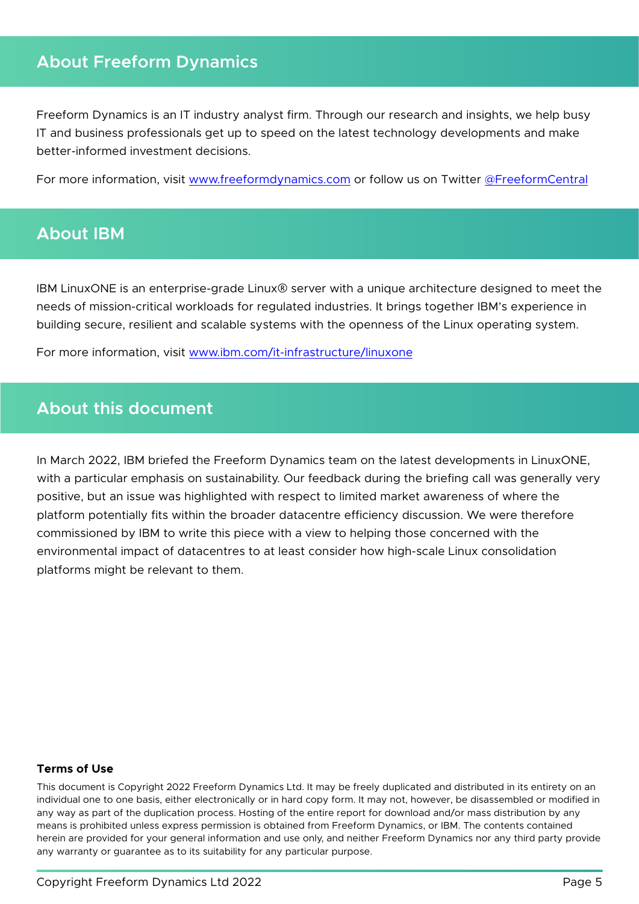## About Freeform Dynamics

Freeform Dynamics is an IT industry analyst firm. Through our research and insights, we help busy IT and business professionals get up to speed on the latest technology developments and make better-informed investment decisions.

For more information, visit www.freeformdynamics.com or follow us on Twitter @FreeformCentral

## About IBM

IBM LinuxONE is an enterprise-grade Linux® server with a unique architecture designed to meet the needs of mission-critical workloads for regulated industries. It brings together IBM's experience in building secure, resilient and scalable systems with the openness of the Linux operating system.

For more information, visit www.ibm.com/it-infrastructure/linuxone

## About this document

In March 2022, IBM briefed the Freeform Dynamics team on the latest developments in LinuxONE, with a particular emphasis on sustainability. Our feedback during the briefing call was generally very positive, but an issue was highlighted with respect to limited market awareness of where the platform potentially fits within the broader datacentre efficiency discussion. We were therefore commissioned by IBM to write this piece with a view to helping those concerned with the environmental impact of datacentres to at least consider how high-scale Linux consolidation platforms might be relevant to them.

**Terms of Use**

This document is Copyright 2022 Freeform Dynamics Ltd. It may be freely duplicated and distributed in its entirety on an individual one to one basis, either electronically or in hard copy form. It may not, however, be disassembled or modified in any way as part of the duplication process. Hosting of the entire report for download and/or mass distribution by any means is prohibited unless express permission is obtained from Freeform Dynamics, or IBM. The contents contained herein are provided for your general information and use only, and neither Freeform Dynamics nor any third party provide any warranty or guarantee as to its suitability for any particular purpose.